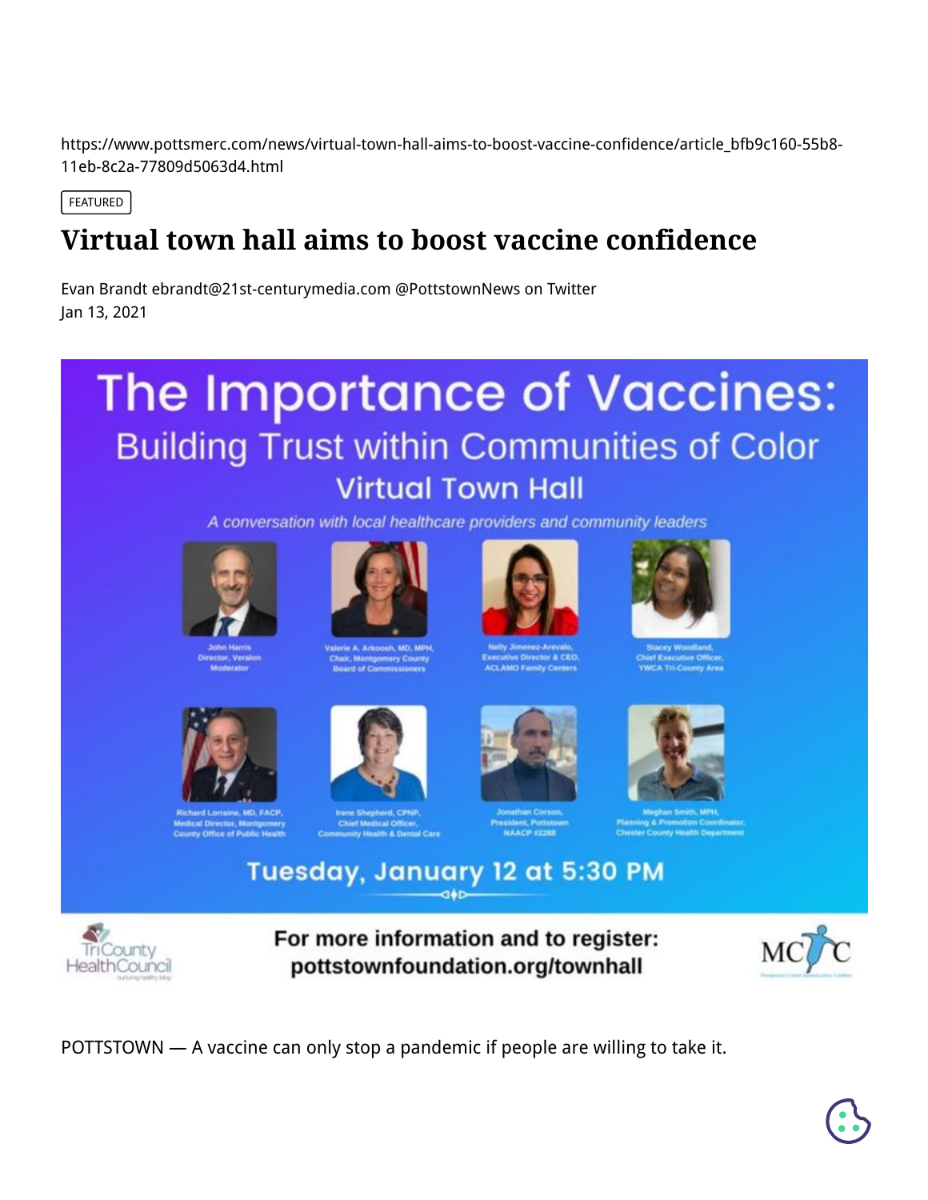https://www.pottsmerc.com/news/virtual-town-hall-aims-to-boost-vaccine-confidence/article_bfb9c160-55b8-11eb-8c2a-77809d5063d4.html

FEATURED

# Virtual town hall aims to boost vaccine confidence

Evan Brandt ebrandt@21st-centurymedia.com @PottstownNews on Twitter
Jan 13, 2021

# The Importance of Vaccines:
## Building Trust within Communities of Color
### Virtual Town Hall

*A conversation with local healthcare providers and community leaders*

John Harris
Director, Veralon
Moderator

Valerie A. Arkoosh, MD, MPH,
Chair, Montgomery County
Board of Commissioners

Nelly Jimenez-Arevalo,
Executive Director & CEO,
ACLAMO Family Centers

Stacey Woodland,
Chief Executive Officer,
YWCA Tri-County Area

Richard Lorraine, MD, FACP,
Medical Director, Montgomery
County Office of Public Health

Irene Shepherd, CPNP,
Chief Medical Officer,
Community Health & Dental Care

Jonathan Corson,
President, Pottstown
NAACP #2288

Meghan Smith, MPH,
Planning & Promotion Coordinator,
Chester County Health Department

**Tuesday, January 12 at 5:30 PM**

TriCounty HealthCouncil

**For more information and to register:**
**pottstownfoundation.org/townhall**

MCIC

POTTSTOWN — A vaccine can only stop a pandemic if people are willing to take it.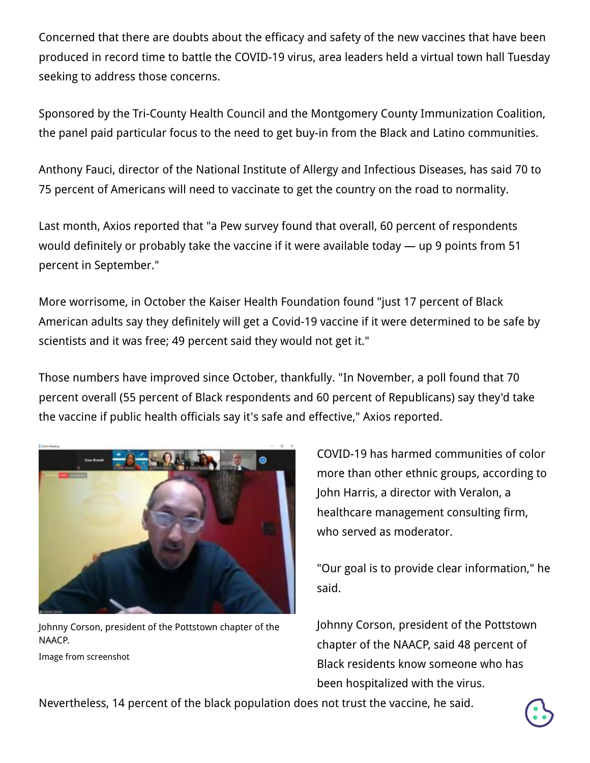Concerned that there are doubts about the efficacy and safety of the new vaccines that have been produced in record time to battle the COVID-19 virus, area leaders held a virtual town hall Tuesday seeking to address those concerns.

Sponsored by the Tri-County Health Council and the Montgomery County Immunization Coalition, the panel paid particular focus to the need to get buy-in from the Black and Latino communities.

Anthony Fauci, director of the National Institute of Allergy and Infectious Diseases, has said 70 to 75 percent of Americans will need to vaccinate to get the country on the road to normality.

Last month, Axios reported that "a Pew survey found that overall, 60 percent of respondents would definitely or probably take the vaccine if it were available today — up 9 points from 51 percent in September."

More worrisome, in October the Kaiser Health Foundation found "just 17 percent of Black American adults say they definitely will get a Covid-19 vaccine if it were determined to be safe by scientists and it was free; 49 percent said they would not get it."

Those numbers have improved since October, thankfully. "In November, a poll found that 70 percent overall (55 percent of Black respondents and 60 percent of Republicans) say they'd take the vaccine if public health officials say it's safe and effective," Axios reported.

Johnny Corson, president of the Pottstown chapter of the NAACP.

Image from screenshot

COVID-19 has harmed communities of color more than other ethnic groups, according to John Harris, a director with Veralon, a healthcare management consulting firm, who served as moderator.

"Our goal is to provide clear information," he said.

Johnny Corson, president of the Pottstown chapter of the NAACP, said 48 percent of Black residents know someone who has been hospitalized with the virus.

Nevertheless, 14 percent of the black population does not trust the vaccine, he said.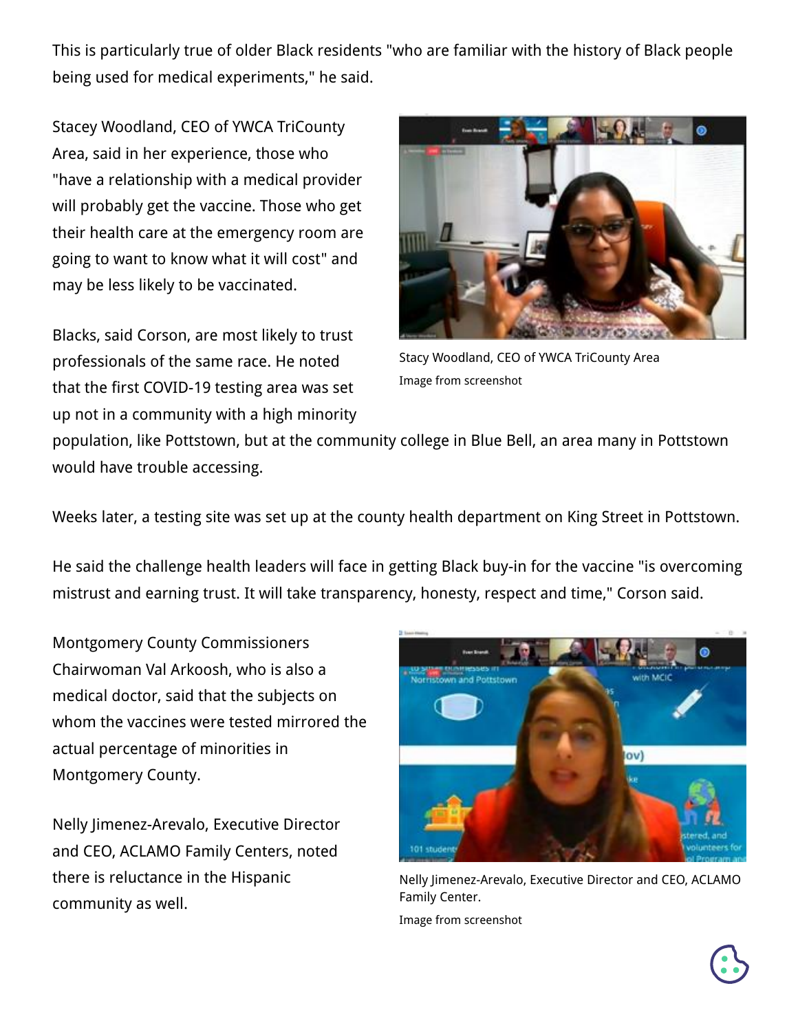This is particularly true of older Black residents "who are familiar with the history of Black people being used for medical experiments," he said.

Stacey Woodland, CEO of YWCA TriCounty Area, said in her experience, those who "have a relationship with a medical provider will probably get the vaccine. Those who get their health care at the emergency room are going to want to know what it will cost" and may be less likely to be vaccinated.

Stacy Woodland, CEO of YWCA TriCounty Area

Image from screenshot

Blacks, said Corson, are most likely to trust professionals of the same race. He noted that the first COVID-19 testing area was set up not in a community with a high minority population, like Pottstown, but at the community college in Blue Bell, an area many in Pottstown would have trouble accessing.

Weeks later, a testing site was set up at the county health department on King Street in Pottstown.

He said the challenge health leaders will face in getting Black buy-in for the vaccine "is overcoming mistrust and earning trust. It will take transparency, honesty, respect and time," Corson said.

Montgomery County Commissioners Chairwoman Val Arkoosh, who is also a medical doctor, said that the subjects on whom the vaccines were tested mirrored the actual percentage of minorities in Montgomery County.

Nelly Jimenez-Arevalo, Executive Director and CEO, ACLAMO Family Centers, noted there is reluctance in the Hispanic community as well.

Nelly Jimenez-Arevalo, Executive Director and CEO, ACLAMO Family Center.

Image from screenshot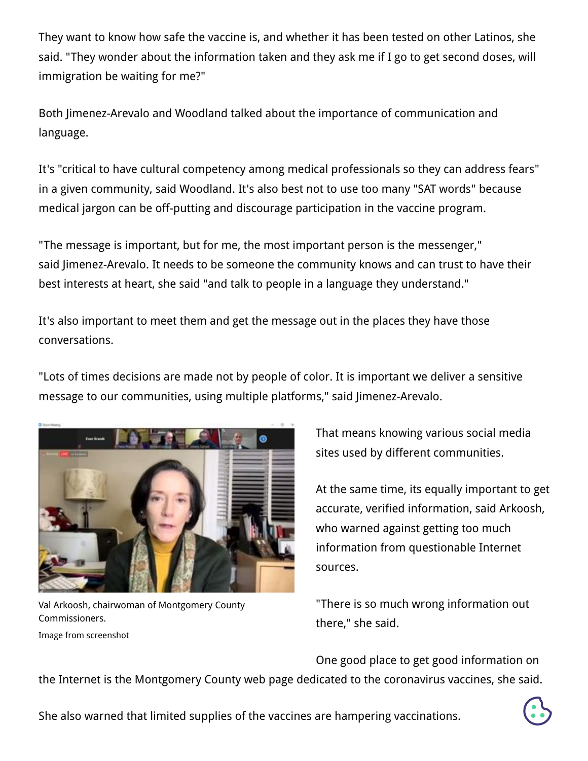They want to know how safe the vaccine is, and whether it has been tested on other Latinos, she said. "They wonder about the information taken and they ask me if I go to get second doses, will immigration be waiting for me?"

Both Jimenez-Arevalo and Woodland talked about the importance of communication and language.

It's "critical to have cultural competency among medical professionals so they can address fears" in a given community, said Woodland. It's also best not to use too many "SAT words" because medical jargon can be off-putting and discourage participation in the vaccine program.

"The message is important, but for me, the most important person is the messenger," said Jimenez-Arevalo. It needs to be someone the community knows and can trust to have their best interests at heart, she said "and talk to people in a language they understand."

It's also important to meet them and get the message out in the places they have those conversations.

"Lots of times decisions are made not by people of color. It is important we deliver a sensitive message to our communities, using multiple platforms," said Jimenez-Arevalo.

Val Arkoosh, chairwoman of Montgomery County Commissioners.

Image from screenshot

That means knowing various social media sites used by different communities.

At the same time, its equally important to get accurate, verified information, said Arkoosh, who warned against getting too much information from questionable Internet sources.

"There is so much wrong information out there," she said.

One good place to get good information on the Internet is the Montgomery County web page dedicated to the coronavirus vaccines, she said.

She also warned that limited supplies of the vaccines are hampering vaccinations.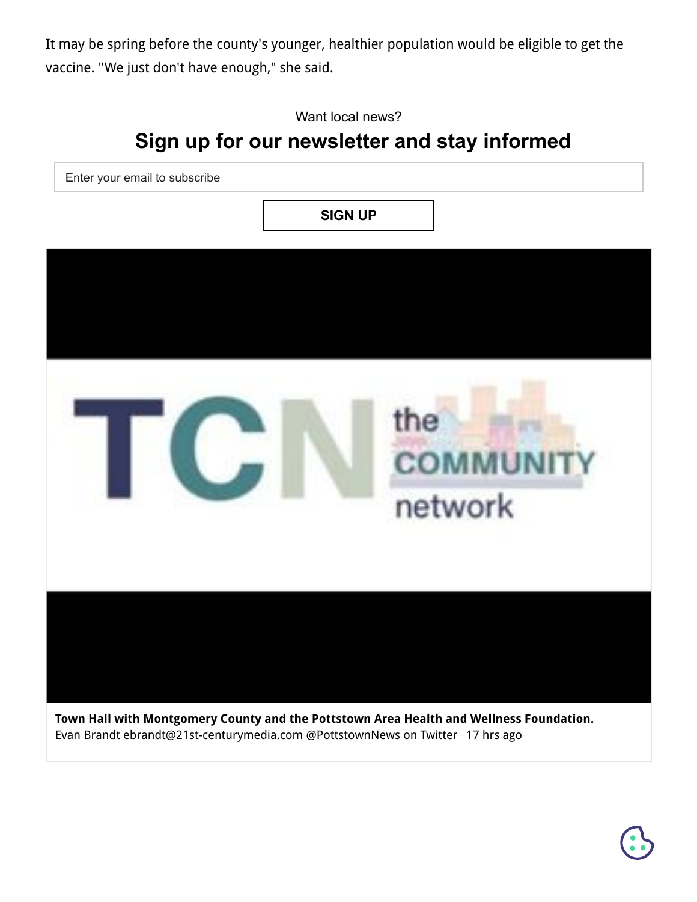It may be spring before the county's younger, healthier population would be eligible to get the vaccine. "We just don't have enough," she said.

---

Want local news?

## Sign up for our newsletter and stay informed

Enter your email to subscribe

SIGN UP

**Town Hall with Montgomery County and the Pottstown Area Health and Wellness Foundation.**
Evan Brandt ebrandt@21st-centurymedia.com @PottstownNews on Twitter 17 hrs ago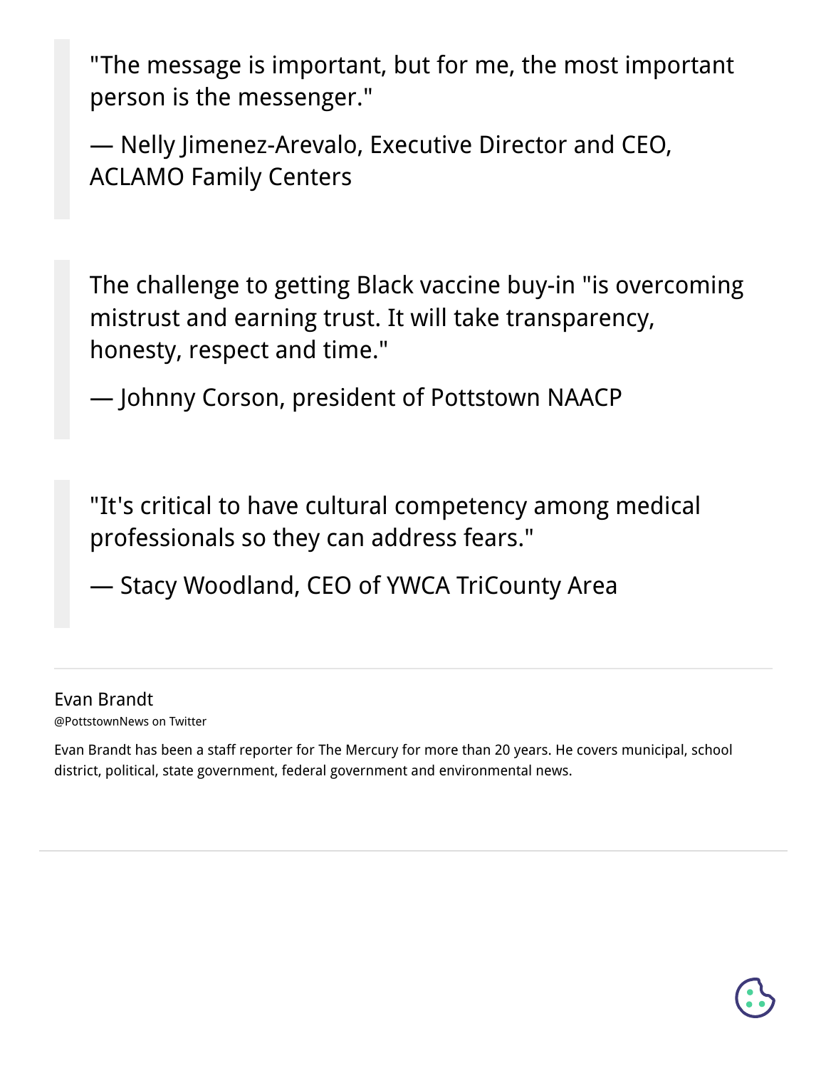> "The message is important, but for me, the most important person is the messenger."
>
> — Nelly Jimenez-Arevalo, Executive Director and CEO, ACLAMO Family Centers

> The challenge to getting Black vaccine buy-in "is overcoming mistrust and earning trust. It will take transparency, honesty, respect and time."
>
> — Johnny Corson, president of Pottstown NAACP

> "It's critical to have cultural competency among medical professionals so they can address fears."
>
> — Stacy Woodland, CEO of YWCA TriCounty Area

---

Evan Brandt

@PottstownNews on Twitter

Evan Brandt has been a staff reporter for The Mercury for more than 20 years. He covers municipal, school district, political, state government, federal government and environmental news.